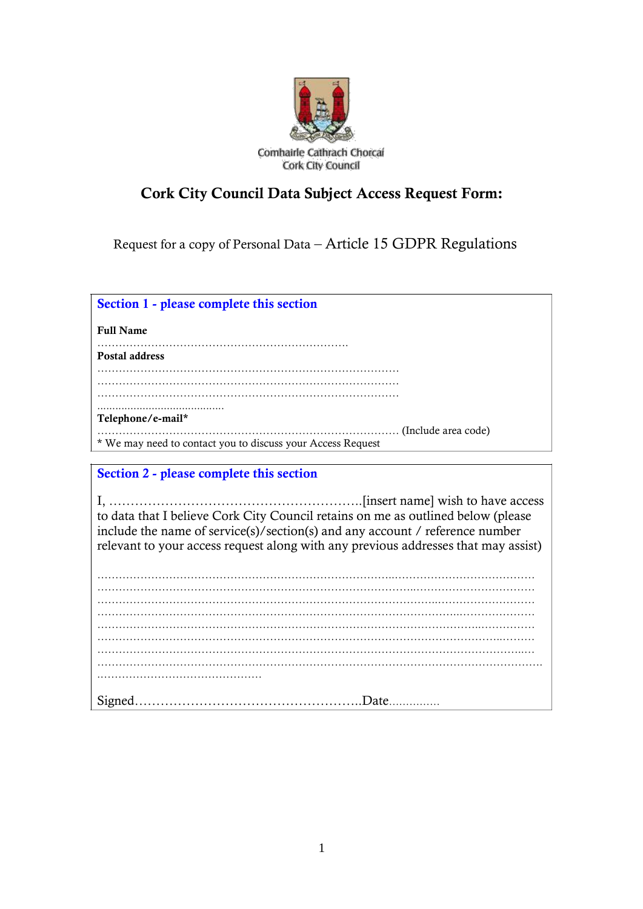Comhairle Cathrach Chorcaí
Cork City Council

# Cork City Council Data Subject Access Request Form:

Request for a copy of Personal Data – Article 15 GDPR Regulations

## Section 1 - please complete this section

**Full Name**

…………………………………………………………………

**Postal address**

………………………………………………………………………………
………………………………………………………………………………
………………………………………………………………………………
………………………………………

**Telephone/e-mail***

……………………………………………………………………………… (Include area code)

* We may need to contact you to discuss your Access Request

## Section 2 - please complete this section

I, …………………………………………………..[insert name] wish to have access to data that I believe Cork City Council retains on me as outlined below (please include the name of service(s)/section(s) and any account / reference number relevant to your access request along with any previous addresses that may assist)

………………………………………………………………………………………………………………
………………………………………………………………………………………………………………
………………………………………………………………………………………………………………
………………………………………………………………………………………………………………
………………………………………………………………………………………………………………
………………………………………………………………………………………………………………
………………………………………………………………………………………………………………
………………………………………………………………………………………………………………
…………………………………………

Signed……………………………………………..Date……………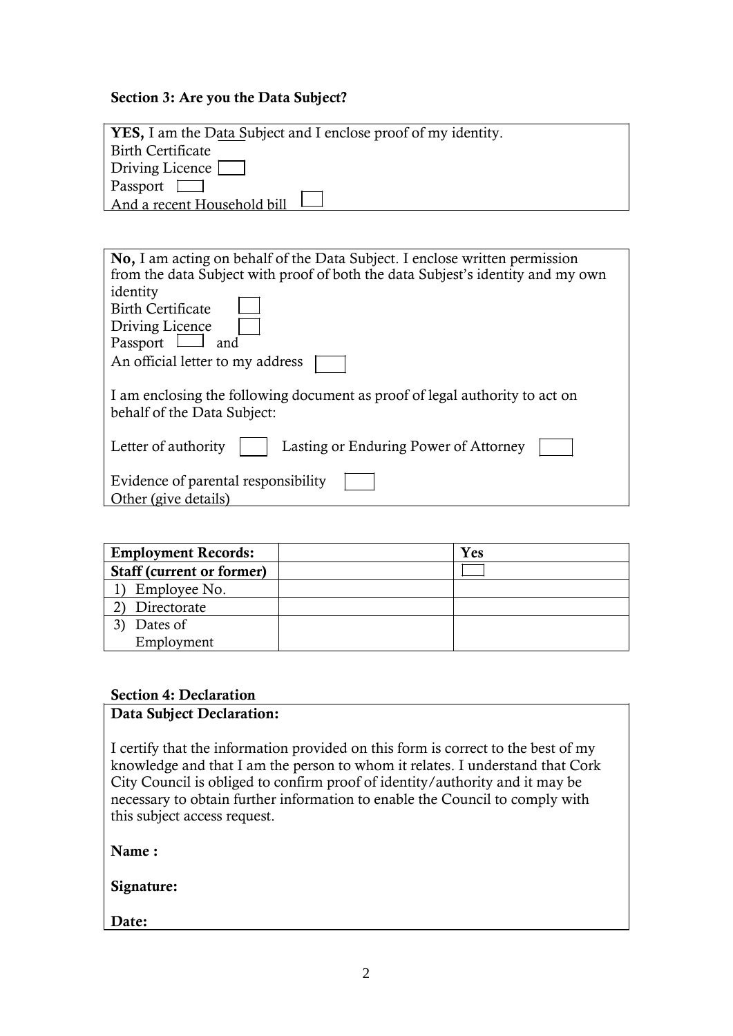## Section 3: Are you the Data Subject?

**YES,** I am the Data Subject and I enclose proof of my identity.
Birth Certificate
Driving Licence ☐
Passport ☐
And a recent Household bill ☐

**No,** I am acting on behalf of the Data Subject. I enclose written permission from the data Subject with proof of both the data Subject's identity and my own identity
Birth Certificate ☐
Driving Licence ☐
Passport ☐ and
An official letter to my address ☐

I am enclosing the following document as proof of legal authority to act on behalf of the Data Subject:

Letter of authority ☐ Lasting or Enduring Power of Attorney ☐

Evidence of parental responsibility ☐
Other (give details)

| **Employment Records:** | | **Yes** |
| --- | --- | --- |
| **Staff (current or former)** | | ☐ |
| 1) Employee No. | | |
| 2) Directorate | | |
| 3) Dates of Employment | | |

## Section 4: Declaration

**Data Subject Declaration:**

I certify that the information provided on this form is correct to the best of my knowledge and that I am the person to whom it relates. I understand that Cork City Council is obliged to confirm proof of identity/authority and it may be necessary to obtain further information to enable the Council to comply with this subject access request.

**Name :**

**Signature:**

**Date:**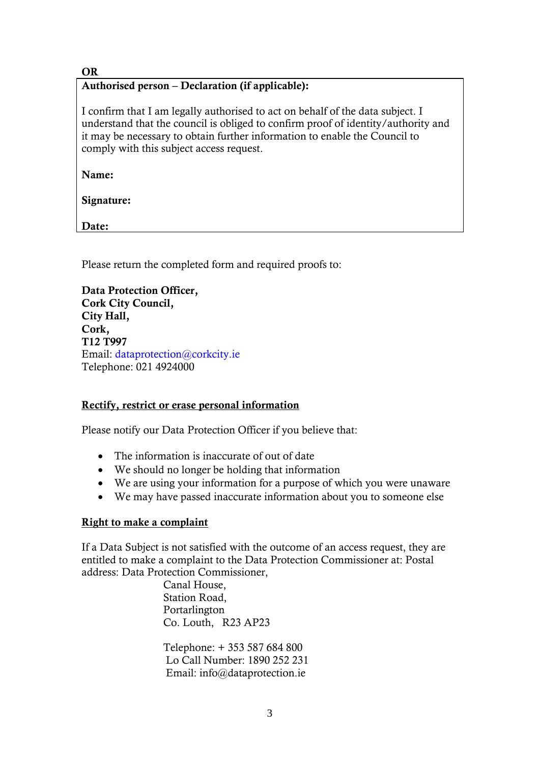**OR**

**Authorised person – Declaration (if applicable):**

I confirm that I am legally authorised to act on behalf of the data subject. I understand that the council is obliged to confirm proof of identity/authority and it may be necessary to obtain further information to enable the Council to comply with this subject access request.

**Name:**

**Signature:**

**Date:**

Please return the completed form and required proofs to:

**Data Protection Officer,**
**Cork City Council,**
**City Hall,**
**Cork,**
**T12 T997**
Email: dataprotection@corkcity.ie
Telephone: 021 4924000

## Rectify, restrict or erase personal information

Please notify our Data Protection Officer if you believe that:

- The information is inaccurate of out of date
- We should no longer be holding that information
- We are using your information for a purpose of which you were unaware
- We may have passed inaccurate information about you to someone else

## Right to make a complaint

If a Data Subject is not satisfied with the outcome of an access request, they are entitled to make a complaint to the Data Protection Commissioner at: Postal address: Data Protection Commissioner,
Canal House,
Station Road,
Portarlington
Co. Louth, R23 AP23

Telephone: + 353 587 684 800
Lo Call Number: 1890 252 231
Email: info@dataprotection.ie